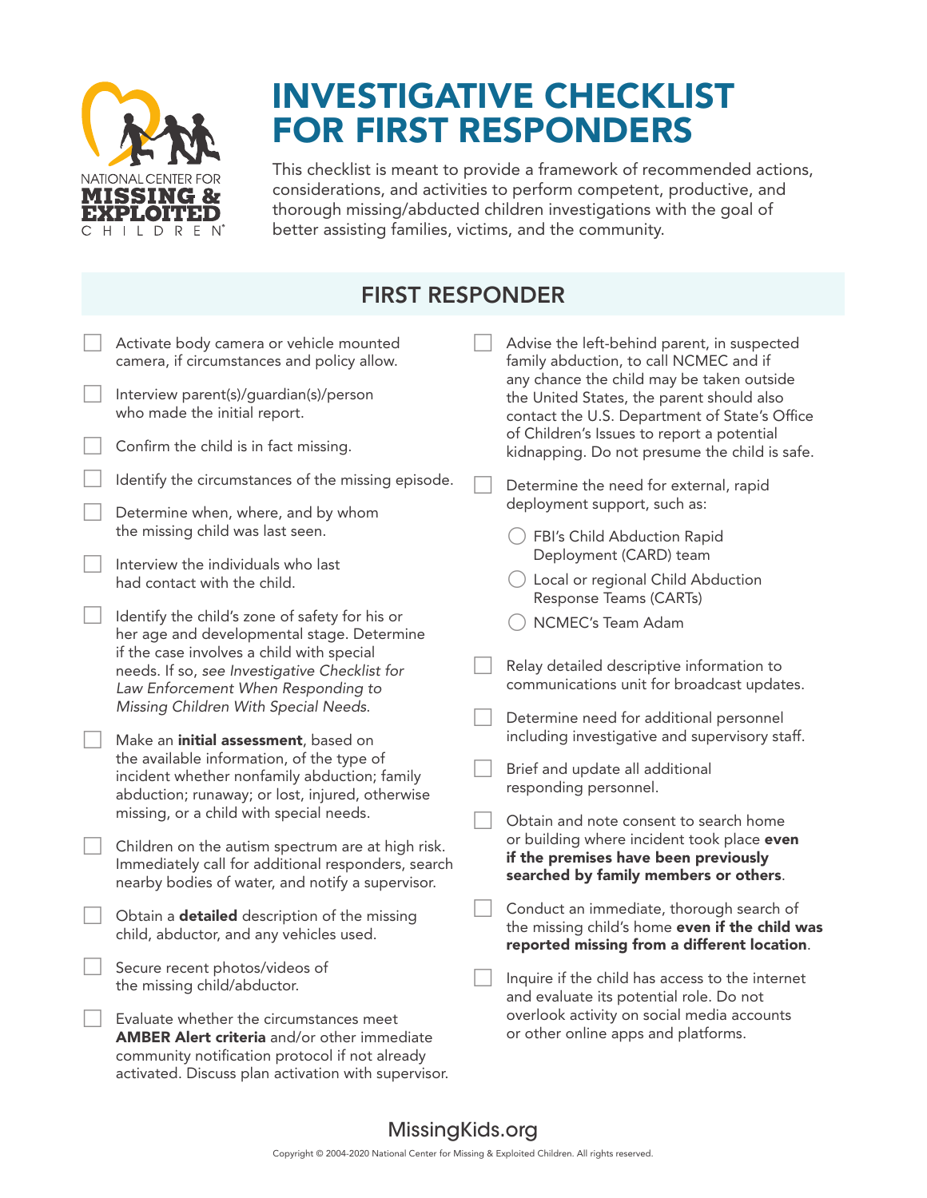NATIONAL CENTER FOR **MISSING & EXPLOITED** CHILDREN®

# INVESTIGATIVE CHECKLIST FOR FIRST RESPONDERS

This checklist is meant to provide a framework of recommended actions, considerations, and activities to perform competent, productive, and thorough missing/abducted children investigations with the goal of better assisting families, victims, and the community.

## FIRST RESPONDER

- [ ] Activate body camera or vehicle mounted camera, if circumstances and policy allow.
- [ ] Interview parent(s)/guardian(s)/person who made the initial report.
- [ ] Confirm the child is in fact missing.
- [ ] Identify the circumstances of the missing episode.
- [ ] Determine when, where, and by whom the missing child was last seen.
- [ ] Interview the individuals who last had contact with the child.
- [ ] Identify the child's zone of safety for his or her age and developmental stage. Determine if the case involves a child with special needs. If so, *see Investigative Checklist for Law Enforcement When Responding to Missing Children With Special Needs.*
- [ ] Make an **initial assessment**, based on the available information, of the type of incident whether nonfamily abduction; family abduction; runaway; or lost, injured, otherwise missing, or a child with special needs.
- [ ] Children on the autism spectrum are at high risk. Immediately call for additional responders, search nearby bodies of water, and notify a supervisor.
- [ ] Obtain a **detailed** description of the missing child, abductor, and any vehicles used.
- [ ] Secure recent photos/videos of the missing child/abductor.
- [ ] Evaluate whether the circumstances meet **AMBER Alert criteria** and/or other immediate community notification protocol if not already activated. Discuss plan activation with supervisor.
- [ ] Advise the left-behind parent, in suspected family abduction, to call NCMEC and if any chance the child may be taken outside the United States, the parent should also contact the U.S. Department of State's Office of Children's Issues to report a potential kidnapping. Do not presume the child is safe.
- [ ] Determine the need for external, rapid deployment support, such as:
  - ◯ FBI's Child Abduction Rapid Deployment (CARD) team
  - ◯ Local or regional Child Abduction Response Teams (CARTs)
  - ◯ NCMEC's Team Adam
- [ ] Relay detailed descriptive information to communications unit for broadcast updates.
- [ ] Determine need for additional personnel including investigative and supervisory staff.
- [ ] Brief and update all additional responding personnel.
- [ ] Obtain and note consent to search home or building where incident took place **even if the premises have been previously searched by family members or others**.
- [ ] Conduct an immediate, thorough search of the missing child's home **even if the child was reported missing from a different location**.
- [ ] Inquire if the child has access to the internet and evaluate its potential role. Do not overlook activity on social media accounts or other online apps and platforms.

MissingKids.org

Copyright © 2004-2020 National Center for Missing & Exploited Children. All rights reserved.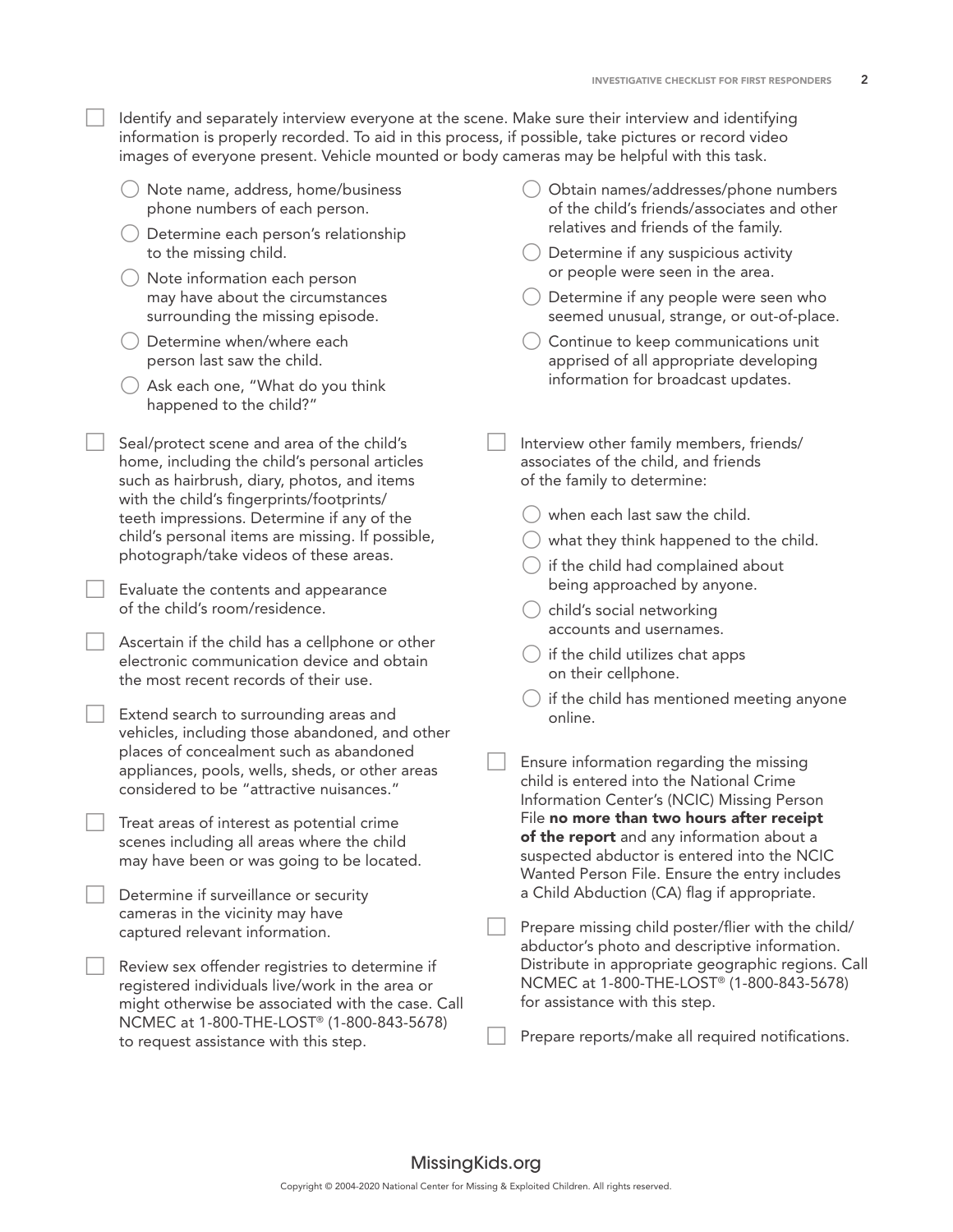- [ ] Identify and separately interview everyone at the scene. Make sure their interview and identifying information is properly recorded. To aid in this process, if possible, take pictures or record video images of everyone present. Vehicle mounted or body cameras may be helpful with this task.
  - Note name, address, home/business phone numbers of each person.
  - Determine each person's relationship to the missing child.
  - Note information each person may have about the circumstances surrounding the missing episode.
  - Determine when/where each person last saw the child.
  - Ask each one, "What do you think happened to the child?"
  - Obtain names/addresses/phone numbers of the child's friends/associates and other relatives and friends of the family.
  - Determine if any suspicious activity or people were seen in the area.
  - Determine if any people were seen who seemed unusual, strange, or out-of-place.
  - Continue to keep communications unit apprised of all appropriate developing information for broadcast updates.

- [ ] Seal/protect scene and area of the child's home, including the child's personal articles such as hairbrush, diary, photos, and items with the child's fingerprints/footprints/teeth impressions. Determine if any of the child's personal items are missing. If possible, photograph/take videos of these areas.

- [ ] Evaluate the contents and appearance of the child's room/residence.

- [ ] Ascertain if the child has a cellphone or other electronic communication device and obtain the most recent records of their use.

- [ ] Extend search to surrounding areas and vehicles, including those abandoned, and other places of concealment such as abandoned appliances, pools, wells, sheds, or other areas considered to be "attractive nuisances."

- [ ] Treat areas of interest as potential crime scenes including all areas where the child may have been or was going to be located.

- [ ] Determine if surveillance or security cameras in the vicinity may have captured relevant information.

- [ ] Review sex offender registries to determine if registered individuals live/work in the area or might otherwise be associated with the case. Call NCMEC at 1-800-THE-LOST® (1-800-843-5678) to request assistance with this step.

- [ ] Interview other family members, friends/associates of the child, and friends of the family to determine:
  - when each last saw the child.
  - what they think happened to the child.
  - if the child had complained about being approached by anyone.
  - child's social networking accounts and usernames.
  - if the child utilizes chat apps on their cellphone.
  - if the child has mentioned meeting anyone online.

- [ ] Ensure information regarding the missing child is entered into the National Crime Information Center's (NCIC) Missing Person File **no more than two hours after receipt of the report** and any information about a suspected abductor is entered into the NCIC Wanted Person File. Ensure the entry includes a Child Abduction (CA) flag if appropriate.

- [ ] Prepare missing child poster/flier with the child/abductor's photo and descriptive information. Distribute in appropriate geographic regions. Call NCMEC at 1-800-THE-LOST® (1-800-843-5678) for assistance with this step.

- [ ] Prepare reports/make all required notifications.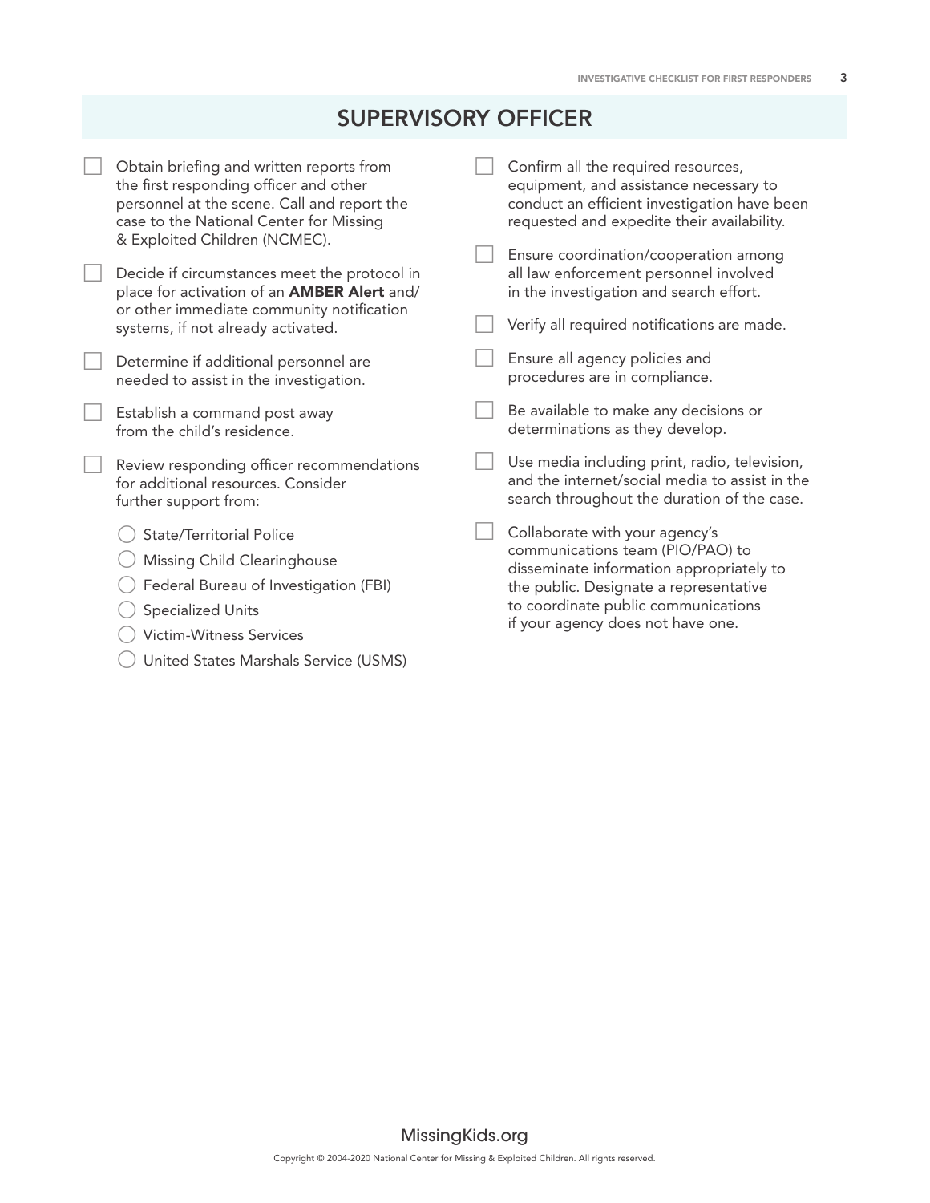## SUPERVISORY OFFICER

- [ ] Obtain briefing and written reports from the first responding officer and other personnel at the scene. Call and report the case to the National Center for Missing & Exploited Children (NCMEC).
- [ ] Decide if circumstances meet the protocol in place for activation of an **AMBER Alert** and/or other immediate community notification systems, if not already activated.
- [ ] Determine if additional personnel are needed to assist in the investigation.
- [ ] Establish a command post away from the child's residence.
- [ ] Review responding officer recommendations for additional resources. Consider further support from:
  - ○ State/Territorial Police
  - ○ Missing Child Clearinghouse
  - ○ Federal Bureau of Investigation (FBI)
  - ○ Specialized Units
  - ○ Victim-Witness Services
  - ○ United States Marshals Service (USMS)
- [ ] Confirm all the required resources, equipment, and assistance necessary to conduct an efficient investigation have been requested and expedite their availability.
- [ ] Ensure coordination/cooperation among all law enforcement personnel involved in the investigation and search effort.
- [ ] Verify all required notifications are made.
- [ ] Ensure all agency policies and procedures are in compliance.
- [ ] Be available to make any decisions or determinations as they develop.
- [ ] Use media including print, radio, television, and the internet/social media to assist in the search throughout the duration of the case.
- [ ] Collaborate with your agency's communications team (PIO/PAO) to disseminate information appropriately to the public. Designate a representative to coordinate public communications if your agency does not have one.

MissingKids.org

Copyright © 2004-2020 National Center for Missing & Exploited Children. All rights reserved.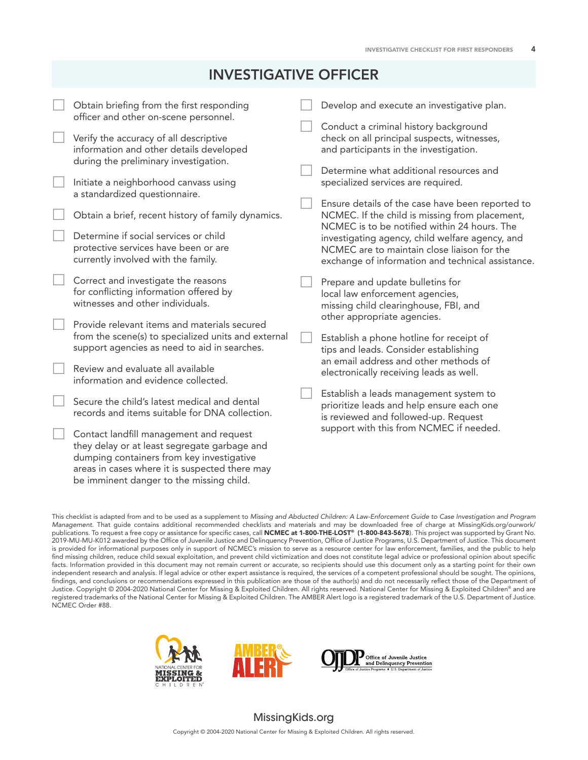## INVESTIGATIVE OFFICER

- [ ] Obtain briefing from the first responding officer and other on-scene personnel.
- [ ] Verify the accuracy of all descriptive information and other details developed during the preliminary investigation.
- [ ] Initiate a neighborhood canvass using a standardized questionnaire.
- [ ] Obtain a brief, recent history of family dynamics.
- [ ] Determine if social services or child protective services have been or are currently involved with the family.
- [ ] Correct and investigate the reasons for conflicting information offered by witnesses and other individuals.
- [ ] Provide relevant items and materials secured from the scene(s) to specialized units and external support agencies as need to aid in searches.
- [ ] Review and evaluate all available information and evidence collected.
- [ ] Secure the child's latest medical and dental records and items suitable for DNA collection.
- [ ] Contact landfill management and request they delay or at least segregate garbage and dumping containers from key investigative areas in cases where it is suspected there may be imminent danger to the missing child.
- [ ] Develop and execute an investigative plan.
- [ ] Conduct a criminal history background check on all principal suspects, witnesses, and participants in the investigation.
- [ ] Determine what additional resources and specialized services are required.
- [ ] Ensure details of the case have been reported to NCMEC. If the child is missing from placement, NCMEC is to be notified within 24 hours. The investigating agency, child welfare agency, and NCMEC are to maintain close liaison for the exchange of information and technical assistance.
- [ ] Prepare and update bulletins for local law enforcement agencies, missing child clearinghouse, FBI, and other appropriate agencies.
- [ ] Establish a phone hotline for receipt of tips and leads. Consider establishing an email address and other methods of electronically receiving leads as well.
- [ ] Establish a leads management system to prioritize leads and help ensure each one is reviewed and followed-up. Request support with this from NCMEC if needed.

This checklist is adapted from and to be used as a supplement to *Missing and Abducted Children: A Law-Enforcement Guide to Case Investigation and Program Management.* That guide contains additional recommended checklists and materials and may be downloaded free of charge at MissingKids.org/ourwork/publications. To request a free copy or assistance for specific cases, call **NCMEC at 1-800-THE-LOST® (1-800-843-5678)**. This project was supported by Grant No. 2019-MU-MU-K012 awarded by the Office of Juvenile Justice and Delinquency Prevention, Office of Justice Programs, U.S. Department of Justice. This document is provided for informational purposes only in support of NCMEC's mission to serve as a resource center for law enforcement, families, and the public to help find missing children, reduce child sexual exploitation, and prevent child victimization and does not constitute legal advice or professional opinion about specific facts. Information provided in this document may not remain current or accurate, so recipients should use this document only as a starting point for their own independent research and analysis. If legal advice or other expert assistance is required, the services of a competent professional should be sought. The opinions, findings, and conclusions or recommendations expressed in this publication are those of the author(s) and do not necessarily reflect those of the Department of Justice. Copyright © 2004-2020 National Center for Missing & Exploited Children. All rights reserved. National Center for Missing & Exploited Children® and are registered trademarks of the National Center for Missing & Exploited Children. The AMBER Alert logo is a registered trademark of the U.S. Department of Justice. NCMEC Order #88.

MissingKids.org

Copyright © 2004-2020 National Center for Missing & Exploited Children. All rights reserved.